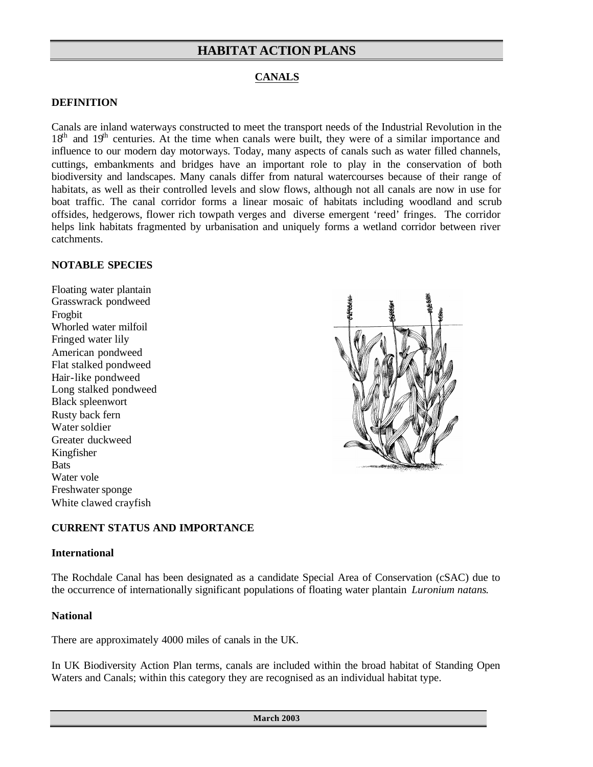# HABITAT ACTION PLANS

## CANALS

### DEFINITION

Canals are inland waterways constructed to meet the transport needs of the Industrial Revolution in the 18th and 19th centuries. At the time when canals were built, they were of a similar importance and influence to our modern day motorways. Today, many aspects of canals such as water filled channels, cuttings, embankments and bridges have an important role to play in the conservation of both biodiversity and landscapes. Many canals differ from natural watercourses because of their range of habitats, as well as their controlled levels and slow flows, although not all canals are now in use for boat traffic. The canal corridor forms a linear mosaic of habitats including woodland and scrub offsides, hedgerows, flower rich towpath verges and diverse emergent 'reed' fringes. The corridor helps link habitats fragmented by urbanisation and uniquely forms a wetland corridor between river catchments.

### NOTABLE SPECIES

Floating water plantain
Grasswrack pondweed
Frogbit
Whorled water milfoil
Fringed water lily
American pondweed
Flat stalked pondweed
Hair-like pondweed
Long stalked pondweed
Black spleenwort
Rusty back fern
Water soldier
Greater duckweed
Kingfisher
Bats
Water vole
Freshwater sponge
White clawed crayfish

### CURRENT STATUS AND IMPORTANCE

#### International

The Rochdale Canal has been designated as a candidate Special Area of Conservation (cSAC) due to the occurrence of internationally significant populations of floating water plantain *Luronium natans*.

#### National

There are approximately 4000 miles of canals in the UK.

In UK Biodiversity Action Plan terms, canals are included within the broad habitat of Standing Open Waters and Canals; within this category they are recognised as an individual habitat type.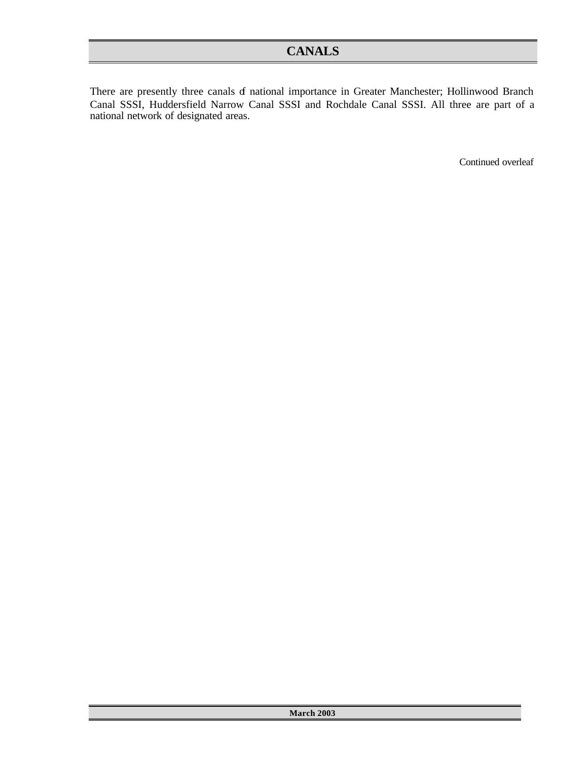# CANALS

There are presently three canals of national importance in Greater Manchester; Hollinwood Branch Canal SSSI, Huddersfield Narrow Canal SSSI and Rochdale Canal SSSI. All three are part of a national network of designated areas.

Continued overleaf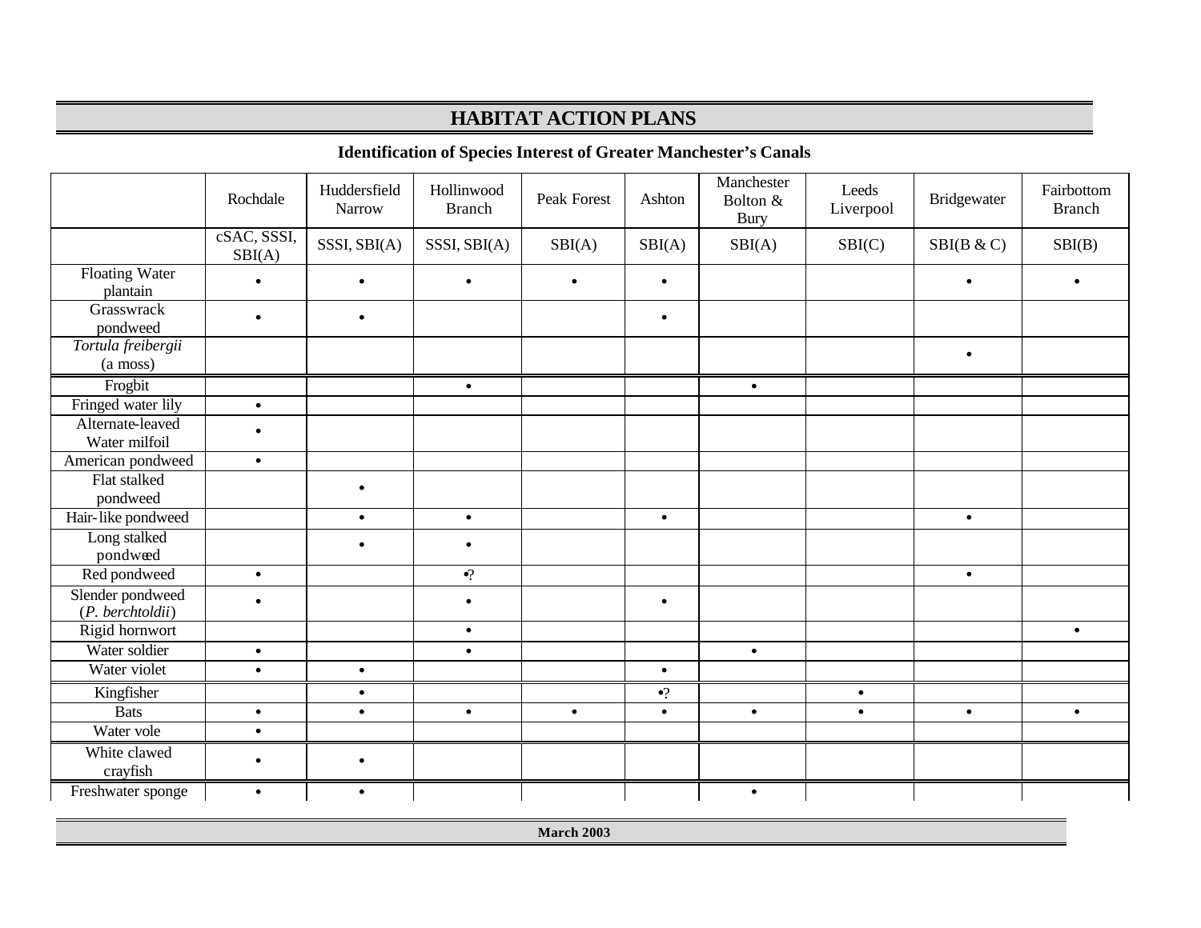## HABITAT ACTION PLANS

### Identification of Species Interest of Greater Manchester's Canals

| | Rochdale | Huddersfield Narrow | Hollinwood Branch | Peak Forest | Ashton | Manchester Bolton & Bury | Leeds Liverpool | Bridgewater | Fairbottom Branch |
|---|---|---|---|---|---|---|---|---|---|
| | cSAC, SSSI, SBI(A) | SSSI, SBI(A) | SSSI, SBI(A) | SBI(A) | SBI(A) | SBI(A) | SBI(C) | SBI(B & C) | SBI(B) |
| Floating Water plantain | • | • | • | • | • | | | • | • |
| Grasswrack pondweed | • | • | | | • | | | | |
| *Tortula freibergii* (a moss) | | | | | | | | • | |
| Frogbit | | | • | | | • | | | |
| Fringed water lily | • | | | | | | | | |
| Alternate-leaved Water milfoil | • | | | | | | | | |
| American pondweed | • | | | | | | | | |
| Flat stalked pondweed | | • | | | | | | | |
| Hair-like pondweed | | • | • | | • | | | • | |
| Long stalked pondweed | | • | • | | | | | | |
| Red pondweed | • | | •? | | | | | • | |
| Slender pondweed (*P. berchtoldii*) | • | | • | | • | | | | |
| Rigid hornwort | | | • | | | | | | • |
| Water soldier | • | | • | | | • | | | |
| Water violet | • | • | | | • | | | | |
| Kingfisher | | • | | | •? | | • | | |
| Bats | • | • | • | • | • | • | • | • | • |
| Water vole | • | | | | | | | | |
| White clawed crayfish | • | • | | | | | | | |
| Freshwater sponge | • | • | | | | • | | | |

March 2003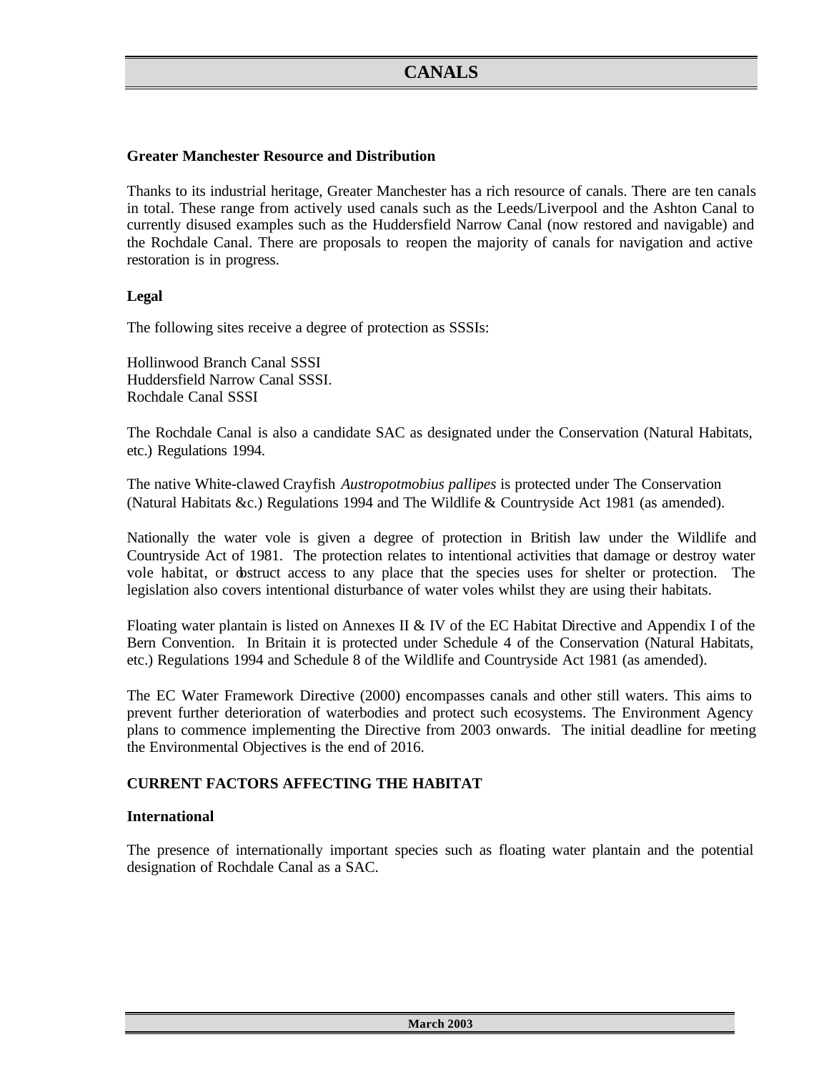# CANALS

**Greater Manchester Resource and Distribution**

Thanks to its industrial heritage, Greater Manchester has a rich resource of canals. There are ten canals in total. These range from actively used canals such as the Leeds/Liverpool and the Ashton Canal to currently disused examples such as the Huddersfield Narrow Canal (now restored and navigable) and the Rochdale Canal. There are proposals to reopen the majority of canals for navigation and active restoration is in progress.

**Legal**

The following sites receive a degree of protection as SSSIs:

Hollinwood Branch Canal SSSI
Huddersfield Narrow Canal SSSI.
Rochdale Canal SSSI

The Rochdale Canal is also a candidate SAC as designated under the Conservation (Natural Habitats, etc.) Regulations 1994.

The native White-clawed Crayfish *Austropotmobius pallipes* is protected under The Conservation (Natural Habitats &c.) Regulations 1994 and The Wildlife & Countryside Act 1981 (as amended).

Nationally the water vole is given a degree of protection in British law under the Wildlife and Countryside Act of 1981. The protection relates to intentional activities that damage or destroy water vole habitat, or obstruct access to any place that the species uses for shelter or protection. The legislation also covers intentional disturbance of water voles whilst they are using their habitats.

Floating water plantain is listed on Annexes II & IV of the EC Habitat Directive and Appendix I of the Bern Convention. In Britain it is protected under Schedule 4 of the Conservation (Natural Habitats, etc.) Regulations 1994 and Schedule 8 of the Wildlife and Countryside Act 1981 (as amended).

The EC Water Framework Directive (2000) encompasses canals and other still waters. This aims to prevent further deterioration of waterbodies and protect such ecosystems. The Environment Agency plans to commence implementing the Directive from 2003 onwards. The initial deadline for meeting the Environmental Objectives is the end of 2016.

**CURRENT FACTORS AFFECTING THE HABITAT**

**International**

The presence of internationally important species such as floating water plantain and the potential designation of Rochdale Canal as a SAC.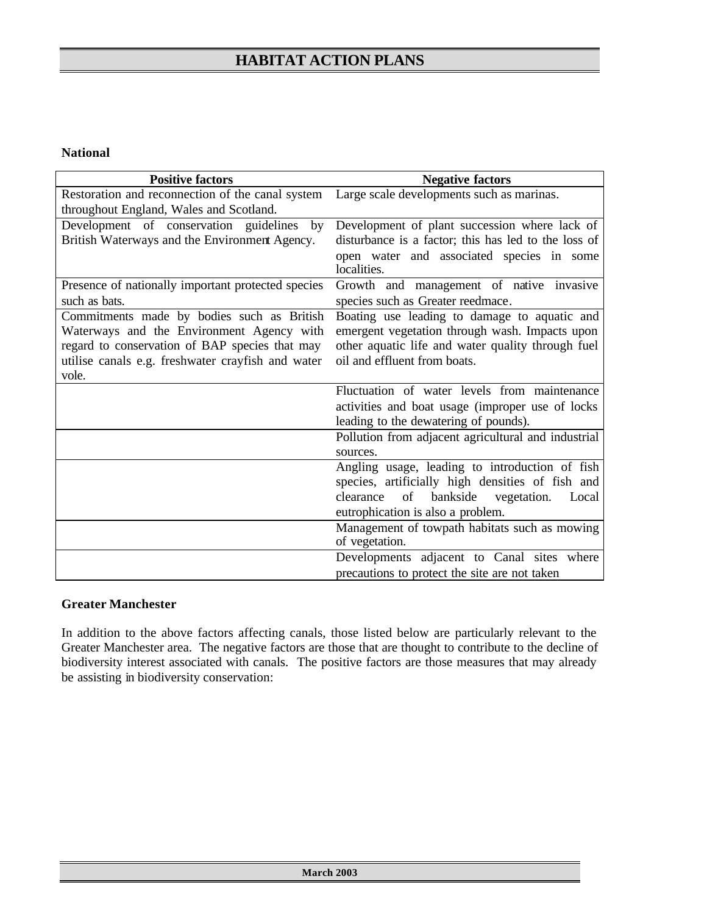#### National

| Positive factors | Negative factors |
|---|---|
| Restoration and reconnection of the canal system throughout England, Wales and Scotland. | Large scale developments such as marinas. |
| Development of conservation guidelines by British Waterways and the Environment Agency. | Development of plant succession where lack of disturbance is a factor; this has led to the loss of open water and associated species in some localities. |
| Presence of nationally important protected species such as bats. | Growth and management of native invasive species such as Greater reedmace. |
| Commitments made by bodies such as British Waterways and the Environment Agency with regard to conservation of BAP species that may utilise canals e.g. freshwater crayfish and water vole. | Boating use leading to damage to aquatic and emergent vegetation through wash. Impacts upon other aquatic life and water quality through fuel oil and effluent from boats. |
| | Fluctuation of water levels from maintenance activities and boat usage (improper use of locks leading to the dewatering of pounds). |
| | Pollution from adjacent agricultural and industrial sources. |
| | Angling usage, leading to introduction of fish species, artificially high densities of fish and clearance of bankside vegetation. Local eutrophication is also a problem. |
| | Management of towpath habitats such as mowing of vegetation. |
| | Developments adjacent to Canal sites where precautions to protect the site are not taken |

#### Greater Manchester

In addition to the above factors affecting canals, those listed below are particularly relevant to the Greater Manchester area. The negative factors are those that are thought to contribute to the decline of biodiversity interest associated with canals. The positive factors are those measures that may already be assisting in biodiversity conservation: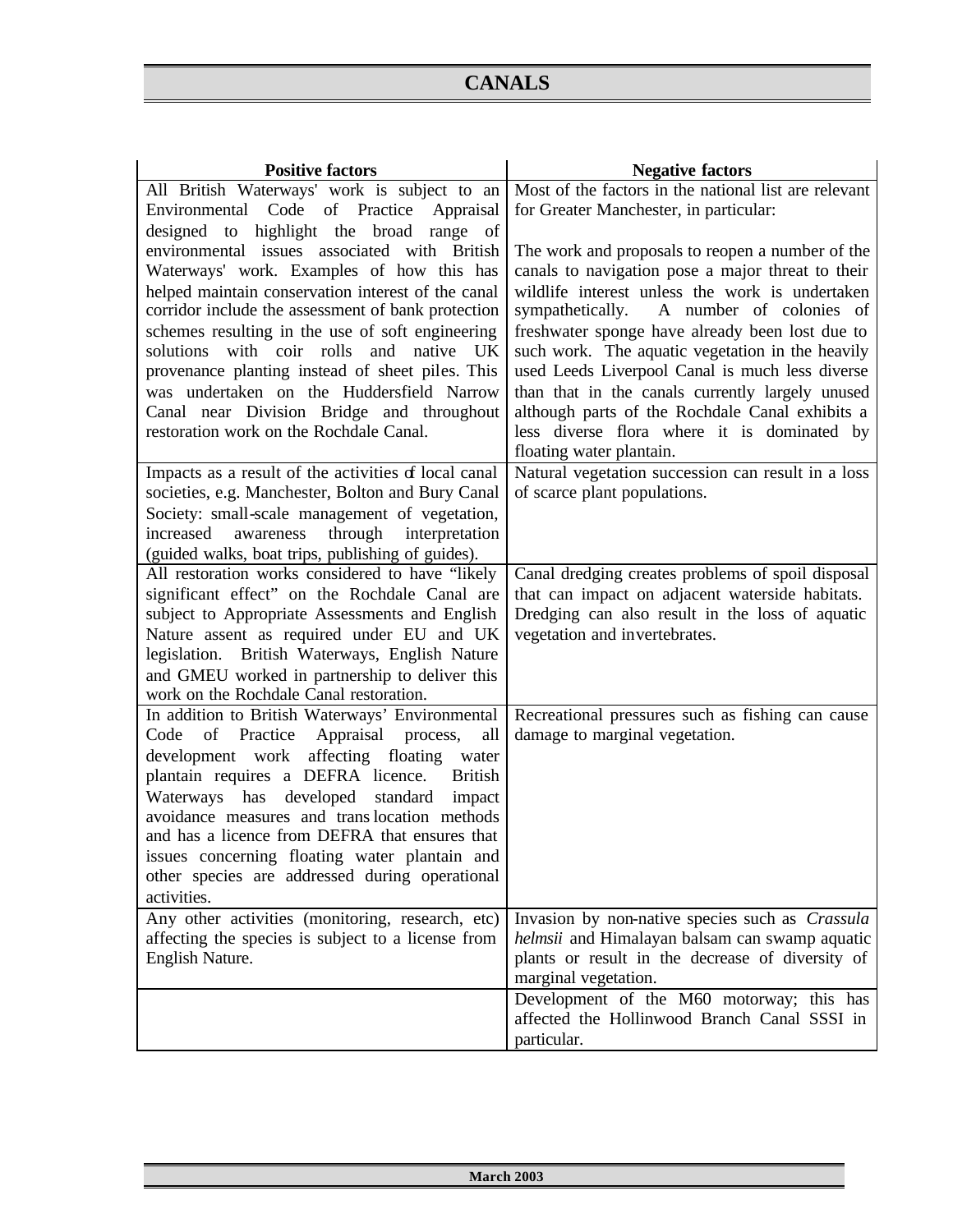# CANALS

| Positive factors | Negative factors |
| --- | --- |
| All British Waterways' work is subject to an Environmental Code of Practice Appraisal designed to highlight the broad range of environmental issues associated with British Waterways' work. Examples of how this has helped maintain conservation interest of the canal corridor include the assessment of bank protection schemes resulting in the use of soft engineering solutions with coir rolls and native UK provenance planting instead of sheet piles. This was undertaken on the Huddersfield Narrow Canal near Division Bridge and throughout restoration work on the Rochdale Canal. | Most of the factors in the national list are relevant for Greater Manchester, in particular:<br><br>The work and proposals to reopen a number of the canals to navigation pose a major threat to their wildlife interest unless the work is undertaken sympathetically. A number of colonies of freshwater sponge have already been lost due to such work. The aquatic vegetation in the heavily used Leeds Liverpool Canal is much less diverse than that in the canals currently largely unused although parts of the Rochdale Canal exhibits a less diverse flora where it is dominated by floating water plantain. |
| Impacts as a result of the activities of local canal societies, e.g. Manchester, Bolton and Bury Canal Society: small-scale management of vegetation, increased awareness through interpretation (guided walks, boat trips, publishing of guides). | Natural vegetation succession can result in a loss of scarce plant populations. |
| All restoration works considered to have "likely significant effect" on the Rochdale Canal are subject to Appropriate Assessments and English Nature assent as required under EU and UK legislation. British Waterways, English Nature and GMEU worked in partnership to deliver this work on the Rochdale Canal restoration. | Canal dredging creates problems of spoil disposal that can impact on adjacent waterside habitats. Dredging can also result in the loss of aquatic vegetation and invertebrates. |
| In addition to British Waterways' Environmental Code of Practice Appraisal process, all development work affecting floating water plantain requires a DEFRA licence. British Waterways has developed standard impact avoidance measures and translocation methods and has a licence from DEFRA that ensures that issues concerning floating water plantain and other species are addressed during operational activities. | Recreational pressures such as fishing can cause damage to marginal vegetation. |
| Any other activities (monitoring, research, etc) affecting the species is subject to a license from English Nature. | Invasion by non-native species such as *Crassula helmsii* and Himalayan balsam can swamp aquatic plants or result in the decrease of diversity of marginal vegetation. |
| | Development of the M60 motorway; this has affected the Hollinwood Branch Canal SSSI in particular. |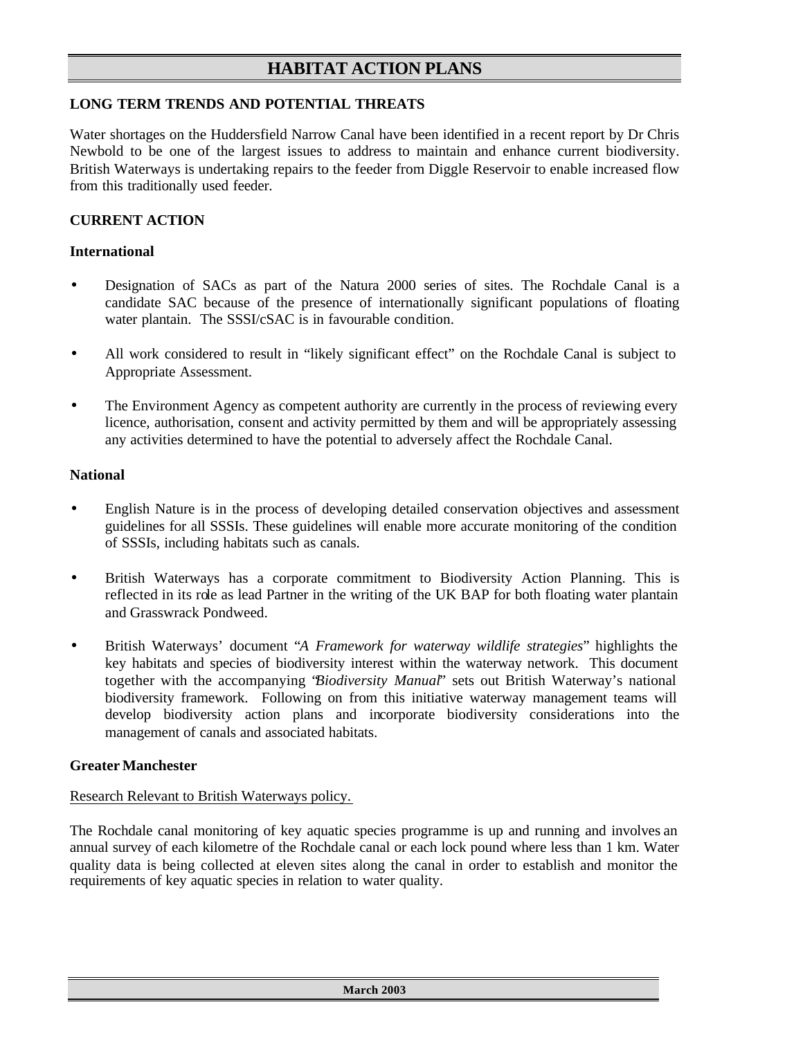## LONG TERM TRENDS AND POTENTIAL THREATS

Water shortages on the Huddersfield Narrow Canal have been identified in a recent report by Dr Chris Newbold to be one of the largest issues to address to maintain and enhance current biodiversity. British Waterways is undertaking repairs to the feeder from Diggle Reservoir to enable increased flow from this traditionally used feeder.

## CURRENT ACTION

### International

- Designation of SACs as part of the Natura 2000 series of sites. The Rochdale Canal is a candidate SAC because of the presence of internationally significant populations of floating water plantain. The SSSI/cSAC is in favourable condition.
- All work considered to result in "likely significant effect" on the Rochdale Canal is subject to Appropriate Assessment.
- The Environment Agency as competent authority are currently in the process of reviewing every licence, authorisation, consent and activity permitted by them and will be appropriately assessing any activities determined to have the potential to adversely affect the Rochdale Canal.

### National

- English Nature is in the process of developing detailed conservation objectives and assessment guidelines for all SSSIs. These guidelines will enable more accurate monitoring of the condition of SSSIs, including habitats such as canals.
- British Waterways has a corporate commitment to Biodiversity Action Planning. This is reflected in its role as lead Partner in the writing of the UK BAP for both floating water plantain and Grasswrack Pondweed.
- British Waterways' document "*A Framework for waterway wildlife strategies*" highlights the key habitats and species of biodiversity interest within the waterway network. This document together with the accompanying "*Biodiversity Manual*" sets out British Waterway's national biodiversity framework. Following on from this initiative waterway management teams will develop biodiversity action plans and incorporate biodiversity considerations into the management of canals and associated habitats.

### Greater Manchester

<u>Research Relevant to British Waterways policy.</u>

The Rochdale canal monitoring of key aquatic species programme is up and running and involves an annual survey of each kilometre of the Rochdale canal or each lock pound where less than 1 km. Water quality data is being collected at eleven sites along the canal in order to establish and monitor the requirements of key aquatic species in relation to water quality.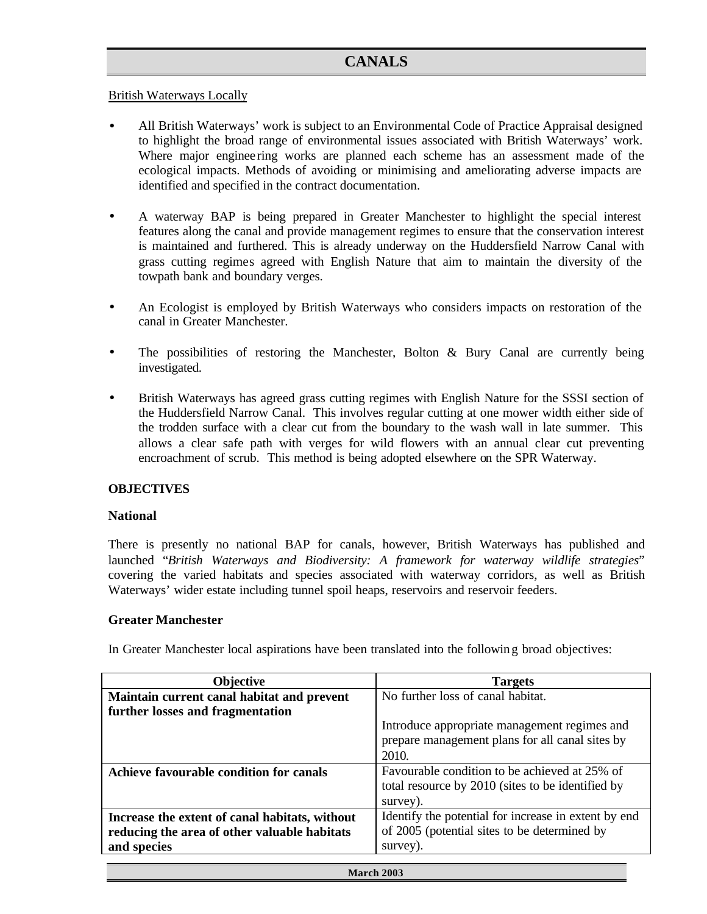# CANALS

British Waterways Locally

- All British Waterways' work is subject to an Environmental Code of Practice Appraisal designed to highlight the broad range of environmental issues associated with British Waterways' work. Where major engineering works are planned each scheme has an assessment made of the ecological impacts. Methods of avoiding or minimising and ameliorating adverse impacts are identified and specified in the contract documentation.

- A waterway BAP is being prepared in Greater Manchester to highlight the special interest features along the canal and provide management regimes to ensure that the conservation interest is maintained and furthered. This is already underway on the Huddersfield Narrow Canal with grass cutting regimes agreed with English Nature that aim to maintain the diversity of the towpath bank and boundary verges.

- An Ecologist is employed by British Waterways who considers impacts on restoration of the canal in Greater Manchester.

- The possibilities of restoring the Manchester, Bolton & Bury Canal are currently being investigated.

- British Waterways has agreed grass cutting regimes with English Nature for the SSSI section of the Huddersfield Narrow Canal. This involves regular cutting at one mower width either side of the trodden surface with a clear cut from the boundary to the wash wall in late summer. This allows a clear safe path with verges for wild flowers with an annual clear cut preventing encroachment of scrub. This method is being adopted elsewhere on the SPR Waterway.

**OBJECTIVES**

**National**

There is presently no national BAP for canals, however, British Waterways has published and launched "*British Waterways and Biodiversity: A framework for waterway wildlife strategies*" covering the varied habitats and species associated with waterway corridors, as well as British Waterways' wider estate including tunnel spoil heaps, reservoirs and reservoir feeders.

**Greater Manchester**

In Greater Manchester local aspirations have been translated into the following broad objectives:

| Objective | Targets |
|---|---|
| **Maintain current canal habitat and prevent further losses and fragmentation** | No further loss of canal habitat.<br><br>Introduce appropriate management regimes and prepare management plans for all canal sites by 2010. |
| **Achieve favourable condition for canals** | Favourable condition to be achieved at 25% of total resource by 2010 (sites to be identified by survey). |
| **Increase the extent of canal habitats, without reducing the area of other valuable habitats and species** | Identify the potential for increase in extent by end of 2005 (potential sites to be determined by survey). |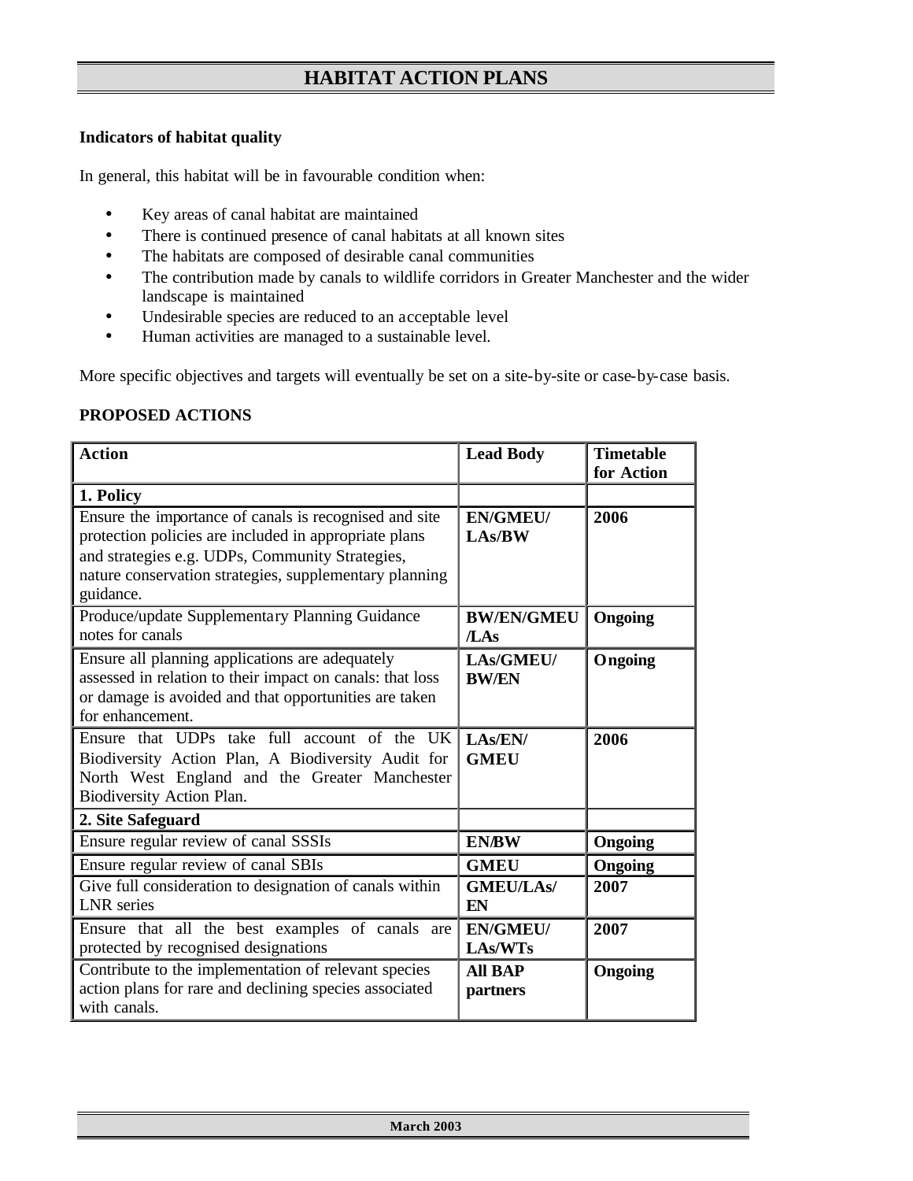# HABITAT ACTION PLANS

**Indicators of habitat quality**

In general, this habitat will be in favourable condition when:

- Key areas of canal habitat are maintained
- There is continued presence of canal habitats at all known sites
- The habitats are composed of desirable canal communities
- The contribution made by canals to wildlife corridors in Greater Manchester and the wider landscape is maintained
- Undesirable species are reduced to an acceptable level
- Human activities are managed to a sustainable level.

More specific objectives and targets will eventually be set on a site-by-site or case-by-case basis.

**PROPOSED ACTIONS**

| Action | Lead Body | Timetable for Action |
|---|---|---|
| **1. Policy** | | |
| Ensure the importance of canals is recognised and site protection policies are included in appropriate plans and strategies e.g. UDPs, Community Strategies, nature conservation strategies, supplementary planning guidance. | **EN/GMEU/ LAs/BW** | **2006** |
| Produce/update Supplementary Planning Guidance notes for canals | **BW/EN/GMEU /LAs** | **Ongoing** |
| Ensure all planning applications are adequately assessed in relation to their impact on canals: that loss or damage is avoided and that opportunities are taken for enhancement. | **LAs/GMEU/ BW/EN** | **Ongoing** |
| Ensure that UDPs take full account of the UK Biodiversity Action Plan, A Biodiversity Audit for North West England and the Greater Manchester Biodiversity Action Plan. | **LAs/EN/ GMEU** | **2006** |
| **2. Site Safeguard** | | |
| Ensure regular review of canal SSSIs | **EN/BW** | **Ongoing** |
| Ensure regular review of canal SBIs | **GMEU** | **Ongoing** |
| Give full consideration to designation of canals within LNR series | **GMEU/LAs/ EN** | **2007** |
| Ensure that all the best examples of canals are protected by recognised designations | **EN/GMEU/ LAs/WTs** | **2007** |
| Contribute to the implementation of relevant species action plans for rare and declining species associated with canals. | **All BAP partners** | **Ongoing** |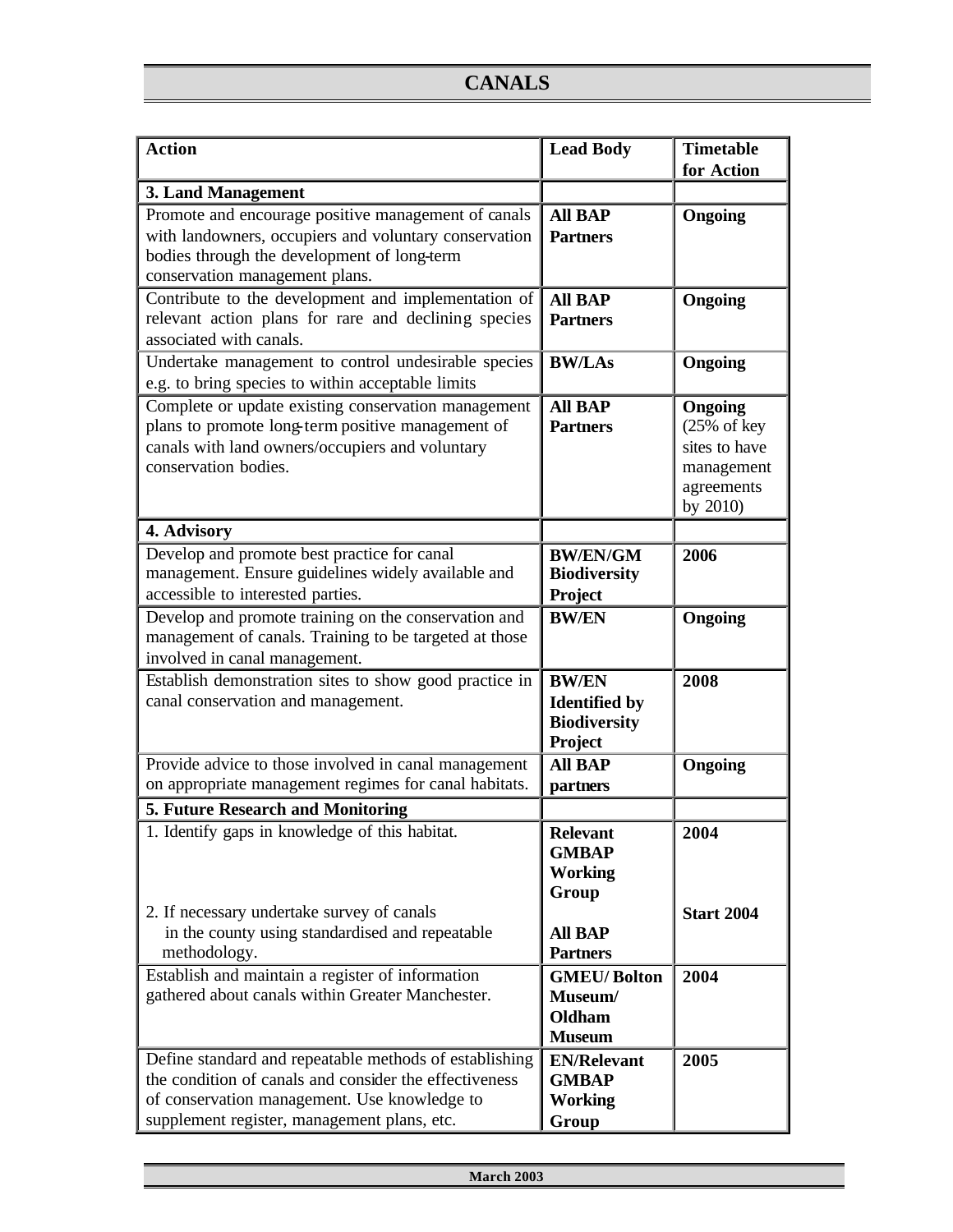## CANALS

| Action | Lead Body | Timetable for Action |
|---|---|---|
| **3. Land Management** | | |
| Promote and encourage positive management of canals with landowners, occupiers and voluntary conservation bodies through the development of long-term conservation management plans. | **All BAP Partners** | **Ongoing** |
| Contribute to the development and implementation of relevant action plans for rare and declining species associated with canals. | **All BAP Partners** | **Ongoing** |
| Undertake management to control undesirable species e.g. to bring species to within acceptable limits | **BW/LAs** | **Ongoing** |
| Complete or update existing conservation management plans to promote long-term positive management of canals with land owners/occupiers and voluntary conservation bodies. | **All BAP Partners** | **Ongoing** (25% of key sites to have management agreements by 2010) |
| **4. Advisory** | | |
| Develop and promote best practice for canal management. Ensure guidelines widely available and accessible to interested parties. | **BW/EN/GM Biodiversity Project** | **2006** |
| Develop and promote training on the conservation and management of canals. Training to be targeted at those involved in canal management. | **BW/EN** | **Ongoing** |
| Establish demonstration sites to show good practice in canal conservation and management. | **BW/EN Identified by Biodiversity Project** | **2008** |
| Provide advice to those involved in canal management on appropriate management regimes for canal habitats. | **All BAP partners** | **Ongoing** |
| **5. Future Research and Monitoring** | | |
| 1. Identify gaps in knowledge of this habitat.<br>2. If necessary undertake survey of canals in the county using standardised and repeatable methodology. | **Relevant GMBAP Working Group**<br>**All BAP Partners** | **2004**<br>**Start 2004** |
| Establish and maintain a register of information gathered about canals within Greater Manchester. | **GMEU/ Bolton Museum/ Oldham Museum** | **2004** |
| Define standard and repeatable methods of establishing the condition of canals and consider the effectiveness of conservation management. Use knowledge to supplement register, management plans, etc. | **EN/Relevant GMBAP Working Group** | **2005** |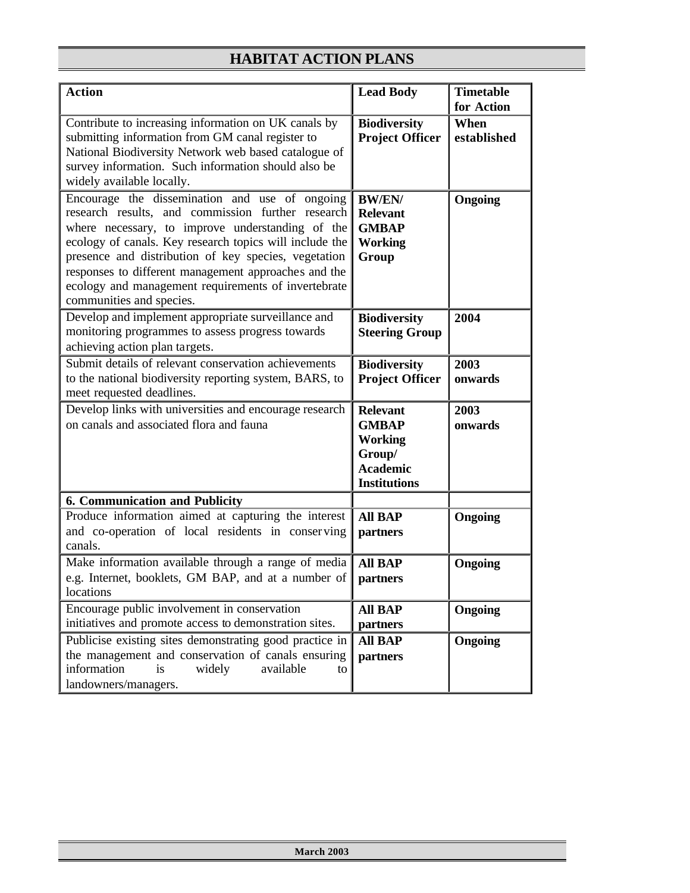## HABITAT ACTION PLANS

| Action | Lead Body | Timetable for Action |
|---|---|---|
| Contribute to increasing information on UK canals by submitting information from GM canal register to National Biodiversity Network web based catalogue of survey information. Such information should also be widely available locally. | **Biodiversity Project Officer** | **When established** |
| Encourage the dissemination and use of ongoing research results, and commission further research where necessary, to improve understanding of the ecology of canals. Key research topics will include the presence and distribution of key species, vegetation responses to different management approaches and the ecology and management requirements of invertebrate communities and species. | **BW/EN/ Relevant GMBAP Working Group** | **Ongoing** |
| Develop and implement appropriate surveillance and monitoring programmes to assess progress towards achieving action plan targets. | **Biodiversity Steering Group** | **2004** |
| Submit details of relevant conservation achievements to the national biodiversity reporting system, BARS, to meet requested deadlines. | **Biodiversity Project Officer** | **2003 onwards** |
| Develop links with universities and encourage research on canals and associated flora and fauna | **Relevant GMBAP Working Group/ Academic Institutions** | **2003 onwards** |
| **6. Communication and Publicity** | | |
| Produce information aimed at capturing the interest and co-operation of local residents in conserving canals. | **All BAP partners** | **Ongoing** |
| Make information available through a range of media e.g. Internet, booklets, GM BAP, and at a number of locations | **All BAP partners** | **Ongoing** |
| Encourage public involvement in conservation initiatives and promote access to demonstration sites. | **All BAP partners** | **Ongoing** |
| Publicise existing sites demonstrating good practice in the management and conservation of canals ensuring information is widely available to landowners/managers. | **All BAP partners** | **Ongoing** |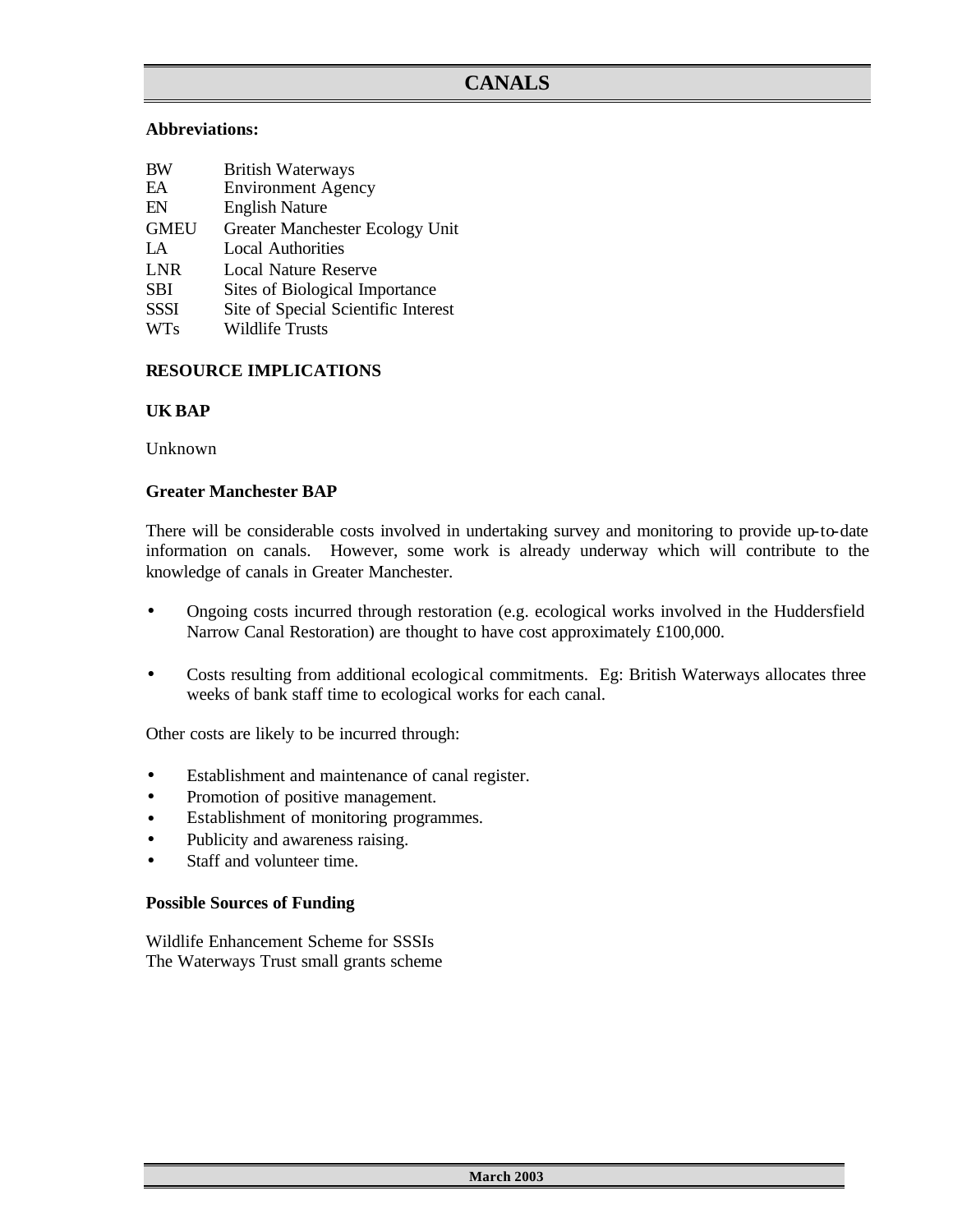# CANALS

**Abbreviations:**

| | |
|---|---|
| BW | British Waterways |
| EA | Environment Agency |
| EN | English Nature |
| GMEU | Greater Manchester Ecology Unit |
| LA | Local Authorities |
| LNR | Local Nature Reserve |
| SBI | Sites of Biological Importance |
| SSSI | Site of Special Scientific Interest |
| WTs | Wildlife Trusts |

## RESOURCE IMPLICATIONS

### UK BAP

Unknown

### Greater Manchester BAP

There will be considerable costs involved in undertaking survey and monitoring to provide up-to-date information on canals. However, some work is already underway which will contribute to the knowledge of canals in Greater Manchester.

- Ongoing costs incurred through restoration (e.g. ecological works involved in the Huddersfield Narrow Canal Restoration) are thought to have cost approximately £100,000.
- Costs resulting from additional ecological commitments. Eg: British Waterways allocates three weeks of bank staff time to ecological works for each canal.

Other costs are likely to be incurred through:

- Establishment and maintenance of canal register.
- Promotion of positive management.
- Establishment of monitoring programmes.
- Publicity and awareness raising.
- Staff and volunteer time.

### Possible Sources of Funding

Wildlife Enhancement Scheme for SSSIs
The Waterways Trust small grants scheme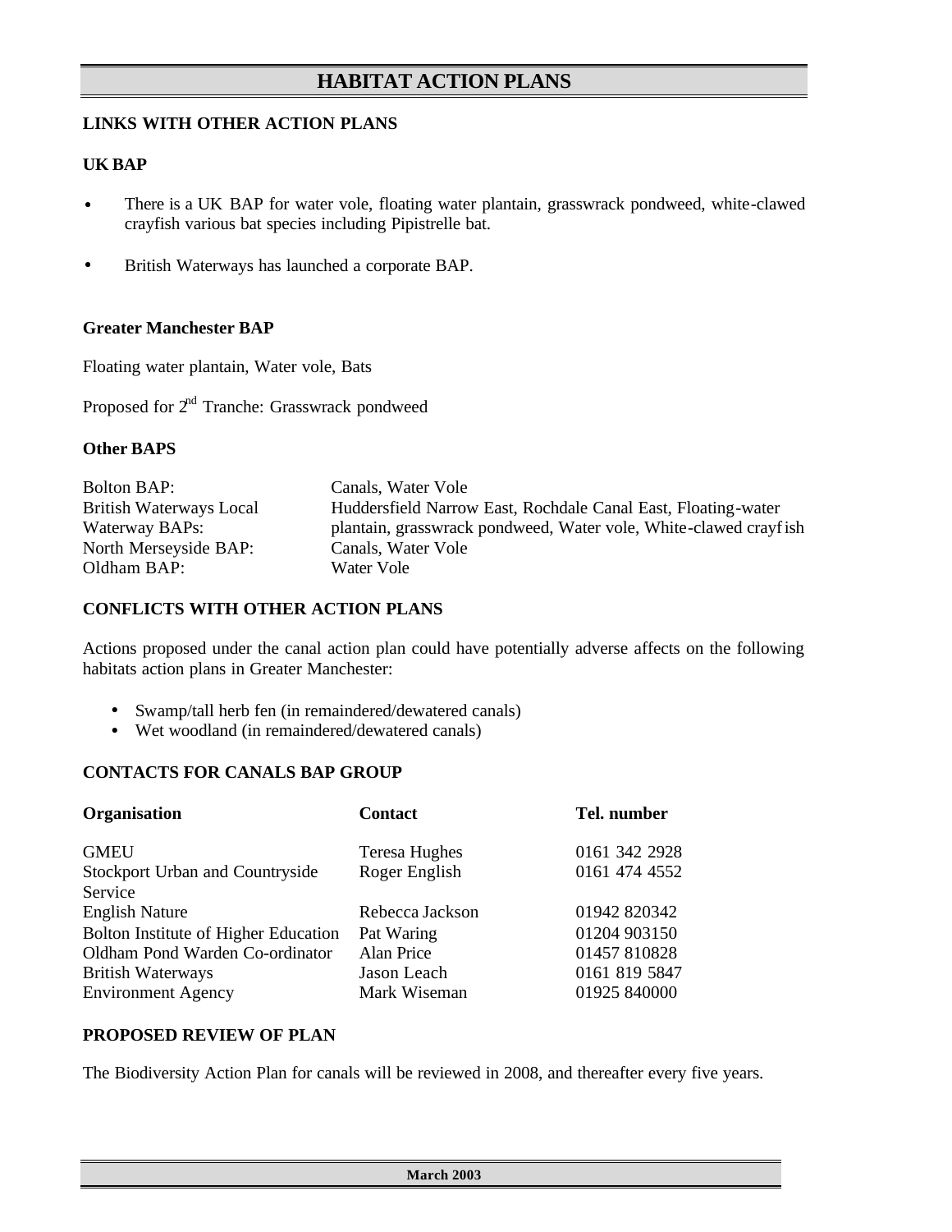# HABITAT ACTION PLANS

## LINKS WITH OTHER ACTION PLANS

### UK BAP

- There is a UK BAP for water vole, floating water plantain, grasswrack pondweed, white-clawed crayfish various bat species including Pipistrelle bat.
- British Waterways has launched a corporate BAP.

### Greater Manchester BAP

Floating water plantain, Water vole, Bats

Proposed for 2nd Tranche: Grasswrack pondweed

### Other BAPS

| | |
|---|---|
| Bolton BAP: | Canals, Water Vole |
| British Waterways Local Waterway BAPs: | Huddersfield Narrow East, Rochdale Canal East, Floating-water plantain, grasswrack pondweed, Water vole, White-clawed crayfish |
| North Merseyside BAP: | Canals, Water Vole |
| Oldham BAP: | Water Vole |

## CONFLICTS WITH OTHER ACTION PLANS

Actions proposed under the canal action plan could have potentially adverse affects on the following habitats action plans in Greater Manchester:

- Swamp/tall herb fen (in remaindered/dewatered canals)
- Wet woodland (in remaindered/dewatered canals)

## CONTACTS FOR CANALS BAP GROUP

| Organisation | Contact | Tel. number |
|---|---|---|
| GMEU | Teresa Hughes | 0161 342 2928 |
| Stockport Urban and Countryside Service | Roger English | 0161 474 4552 |
| English Nature | Rebecca Jackson | 01942 820342 |
| Bolton Institute of Higher Education | Pat Waring | 01204 903150 |
| Oldham Pond Warden Co-ordinator | Alan Price | 01457 810828 |
| British Waterways | Jason Leach | 0161 819 5847 |
| Environment Agency | Mark Wiseman | 01925 840000 |

## PROPOSED REVIEW OF PLAN

The Biodiversity Action Plan for canals will be reviewed in 2008, and thereafter every five years.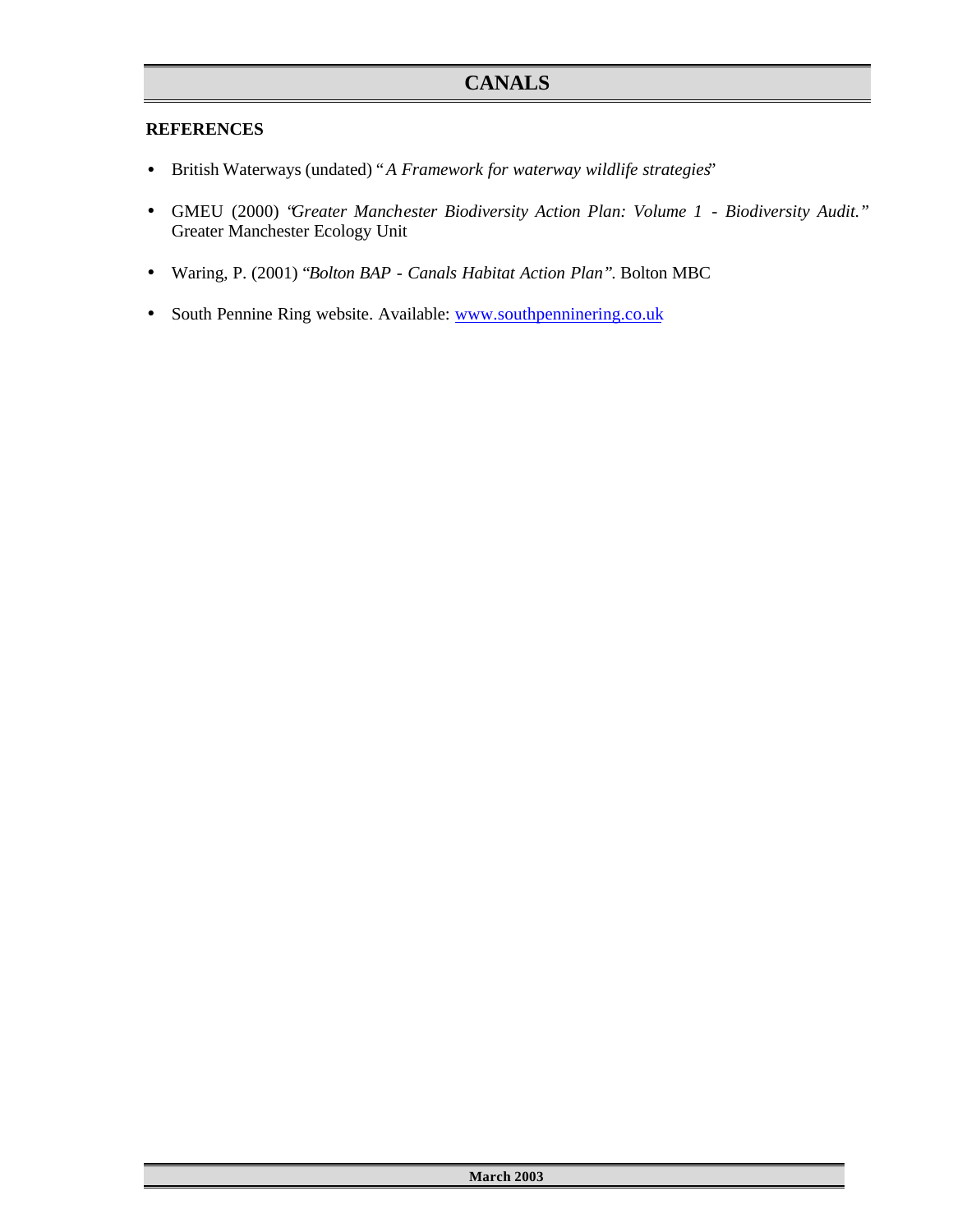# CANALS

## REFERENCES

- British Waterways (undated) "*A Framework for waterway wildlife strategies*"
- GMEU (2000) "*Greater Manchester Biodiversity Action Plan: Volume 1 - Biodiversity Audit.*" Greater Manchester Ecology Unit
- Waring, P. (2001) "*Bolton BAP - Canals Habitat Action Plan*". Bolton MBC
- South Pennine Ring website. Available: www.southpenninering.co.uk